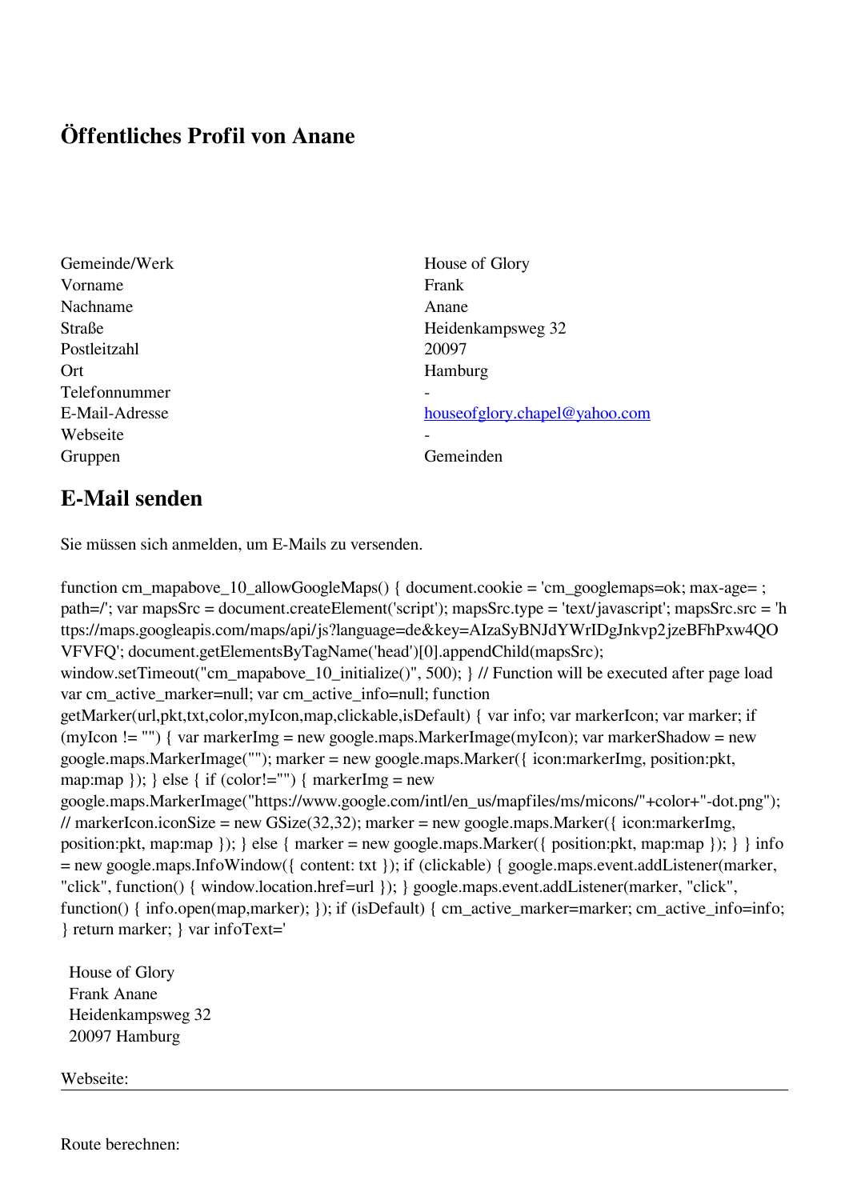# Öffentliches Profil von Anane

| | |
|---|---|
| Gemeinde/Werk | House of Glory |
| Vorname | Frank |
| Nachname | Anane |
| Straße | Heidenkampsweg 32 |
| Postleitzahl | 20097 |
| Ort | Hamburg |
| Telefonnummer | - |
| E-Mail-Adresse | houseofglory.chapel@yahoo.com |
| Webseite | - |
| Gruppen | Gemeinden |

## E-Mail senden

Sie müssen sich anmelden, um E-Mails zu versenden.

function cm_mapabove_10_allowGoogleMaps() { document.cookie = 'cm_googlemaps=ok; max-age= ; path=/'; var mapsSrc = document.createElement('script'); mapsSrc.type = 'text/javascript'; mapsSrc.src = 'https://maps.googleapis.com/maps/api/js?language=de&key=AIzaSyBNJdYWrIDgJnkvp2jzeBFhPxw4QOVFVFQ'; document.getElementsByTagName('head')[0].appendChild(mapsSrc); window.setTimeout("cm_mapabove_10_initialize()", 500); } // Function will be executed after page load var cm_active_marker=null; var cm_active_info=null; function getMarker(url,pkt,txt,color,myIcon,map,clickable,isDefault) { var info; var markerIcon; var marker; if (myIcon != "") { var markerImg = new google.maps.MarkerImage(myIcon); var markerShadow = new google.maps.MarkerImage(""); marker = new google.maps.Marker({ icon:markerImg, position:pkt, map:map }); } else { if (color!="") { markerImg = new google.maps.MarkerImage("https://www.google.com/intl/en_us/mapfiles/ms/micons/"+color+"-dot.png"); // markerIcon.iconSize = new GSize(32,32); marker = new google.maps.Marker({ icon:markerImg, position:pkt, map:map }); } else { marker = new google.maps.Marker({ position:pkt, map:map }); } } info = new google.maps.InfoWindow({ content: txt }); if (clickable) { google.maps.event.addListener(marker, "click", function() { window.location.href=url }); } google.maps.event.addListener(marker, "click", function() { info.open(map,marker); }); if (isDefault) { cm_active_marker=marker; cm_active_info=info; } return marker; } var infoText='

House of Glory
Frank Anane
Heidenkampsweg 32
20097 Hamburg

Webseite:

---

Route berechnen: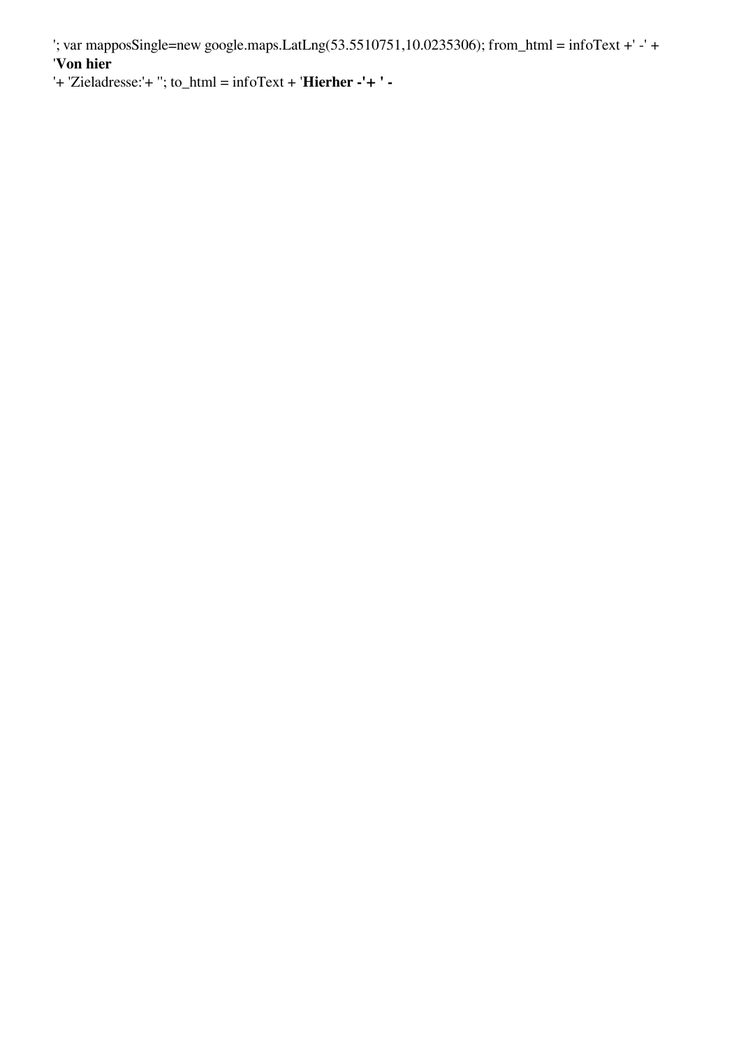'; var mapposSingle=new google.maps.LatLng(53.5510751,10.0235306); from_html = infoText +' -' +
'**Von hier**
'+ 'Zieladresse:'+ ''; to_html = infoText + '**Hierher -'+ ' -**